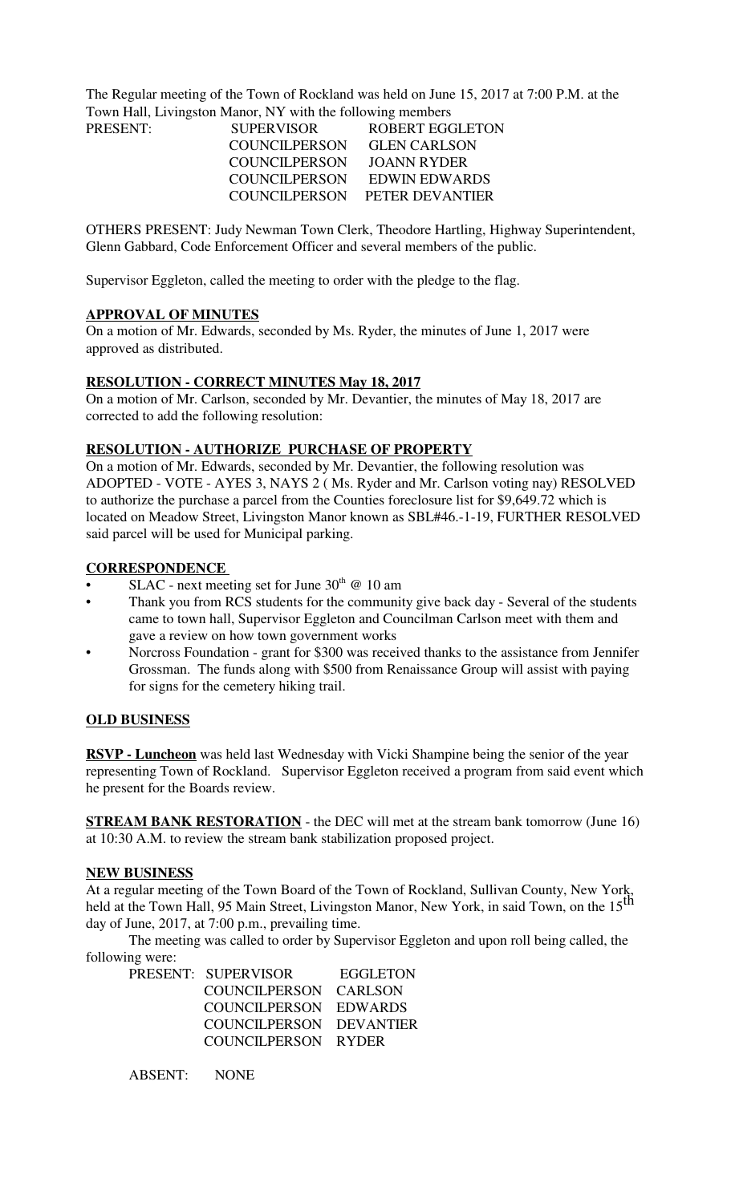The Regular meeting of the Town of Rockland was held on June 15, 2017 at 7:00 P.M. at the Town Hall, Livingston Manor, NY with the following members

| PRESENT: | SUPERVISOR | ROBERT EGGLETON |
|---|---|---|
| | COUNCILPERSON | GLEN CARLSON |
| | COUNCILPERSON | JOANN RYDER |
| | COUNCILPERSON | EDWIN EDWARDS |
| | COUNCILPERSON | PETER DEVANTIER |

OTHERS PRESENT: Judy Newman Town Clerk, Theodore Hartling, Highway Superintendent, Glenn Gabbard, Code Enforcement Officer and several members of the public.

Supervisor Eggleton, called the meeting to order with the pledge to the flag.

**APPROVAL OF MINUTES**

On a motion of Mr. Edwards, seconded by Ms. Ryder, the minutes of June 1, 2017 were approved as distributed.

**RESOLUTION - CORRECT MINUTES May 18, 2017**

On a motion of Mr. Carlson, seconded by Mr. Devantier, the minutes of May 18, 2017 are corrected to add the following resolution:

**RESOLUTION - AUTHORIZE PURCHASE OF PROPERTY**

On a motion of Mr. Edwards, seconded by Mr. Devantier, the following resolution was ADOPTED - VOTE - AYES 3, NAYS 2 ( Ms. Ryder and Mr. Carlson voting nay) RESOLVED to authorize the purchase a parcel from the Counties foreclosure list for $9,649.72 which is located on Meadow Street, Livingston Manor known as SBL#46.-1-19, FURTHER RESOLVED said parcel will be used for Municipal parking.

**CORRESPONDENCE**

- SLAC - next meeting set for June 30th @ 10 am
- Thank you from RCS students for the community give back day - Several of the students came to town hall, Supervisor Eggleton and Councilman Carlson meet with them and gave a review on how town government works
- Norcross Foundation - grant for $300 was received thanks to the assistance from Jennifer Grossman. The funds along with $500 from Renaissance Group will assist with paying for signs for the cemetery hiking trail.

**OLD BUSINESS**

**RSVP - Luncheon** was held last Wednesday with Vicki Shampine being the senior of the year representing Town of Rockland. Supervisor Eggleton received a program from said event which he present for the Boards review.

**STREAM BANK RESTORATION** - the DEC will met at the stream bank tomorrow (June 16) at 10:30 A.M. to review the stream bank stabilization proposed project.

**NEW BUSINESS**

At a regular meeting of the Town Board of the Town of Rockland, Sullivan County, New York, held at the Town Hall, 95 Main Street, Livingston Manor, New York, in said Town, on the 15th day of June, 2017, at 7:00 p.m., prevailing time.

The meeting was called to order by Supervisor Eggleton and upon roll being called, the following were:

| PRESENT: | SUPERVISOR | EGGLETON |
|---|---|---|
| | COUNCILPERSON | CARLSON |
| | COUNCILPERSON | EDWARDS |
| | COUNCILPERSON | DEVANTIER |
| | COUNCILPERSON | RYDER |

ABSENT: NONE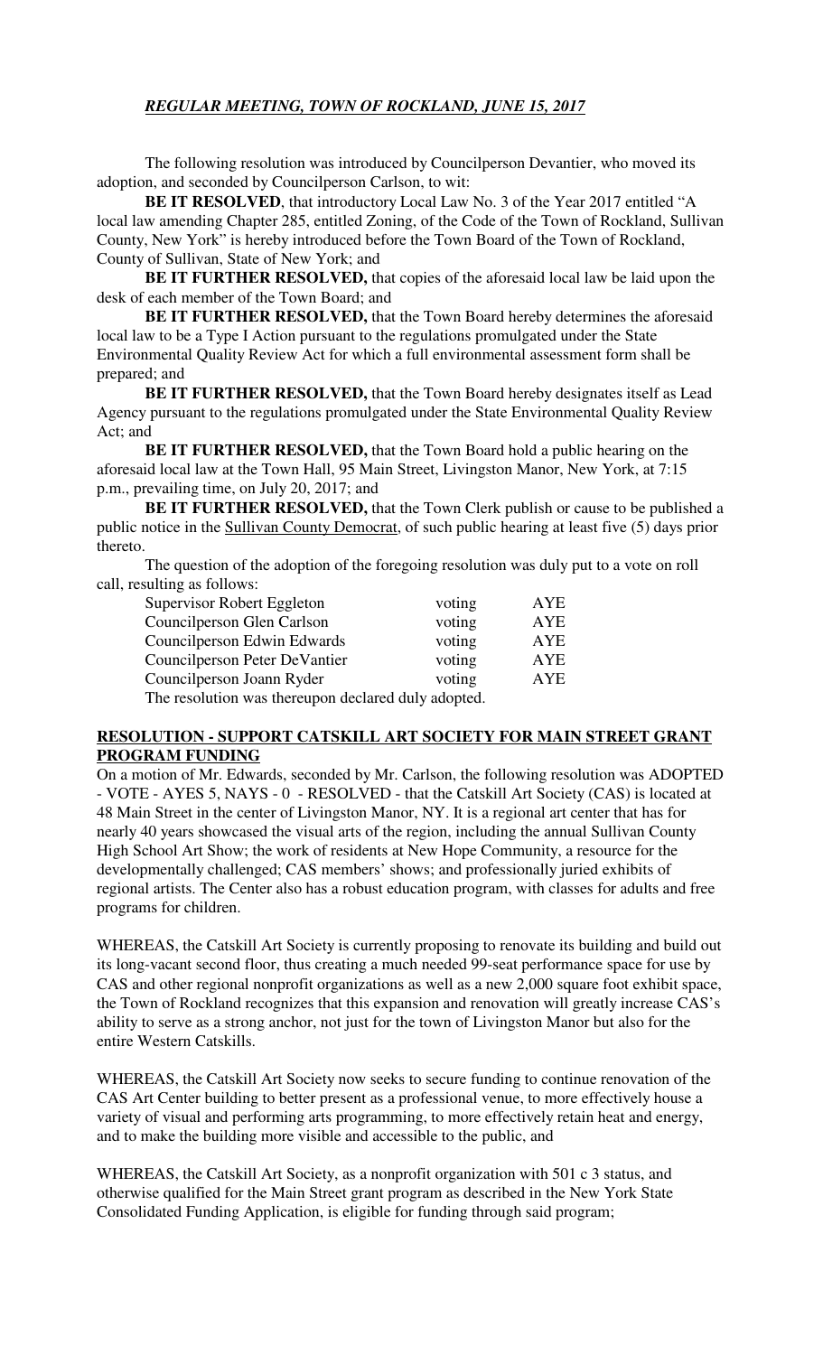The following resolution was introduced by Councilperson Devantier, who moved its adoption, and seconded by Councilperson Carlson, to wit:

**BE IT RESOLVED**, that introductory Local Law No. 3 of the Year 2017 entitled "A local law amending Chapter 285, entitled Zoning, of the Code of the Town of Rockland, Sullivan County, New York" is hereby introduced before the Town Board of the Town of Rockland, County of Sullivan, State of New York; and

**BE IT FURTHER RESOLVED,** that copies of the aforesaid local law be laid upon the desk of each member of the Town Board; and

**BE IT FURTHER RESOLVED,** that the Town Board hereby determines the aforesaid local law to be a Type I Action pursuant to the regulations promulgated under the State Environmental Quality Review Act for which a full environmental assessment form shall be prepared; and

**BE IT FURTHER RESOLVED,** that the Town Board hereby designates itself as Lead Agency pursuant to the regulations promulgated under the State Environmental Quality Review Act; and

**BE IT FURTHER RESOLVED,** that the Town Board hold a public hearing on the aforesaid local law at the Town Hall, 95 Main Street, Livingston Manor, New York, at 7:15 p.m., prevailing time, on July 20, 2017; and

**BE IT FURTHER RESOLVED,** that the Town Clerk publish or cause to be published a public notice in the Sullivan County Democrat, of such public hearing at least five (5) days prior thereto.

The question of the adoption of the foregoing resolution was duly put to a vote on roll call, resulting as follows:

| | | |
|---|---|---|
| Supervisor Robert Eggleton | voting | AYE |
| Councilperson Glen Carlson | voting | AYE |
| Councilperson Edwin Edwards | voting | AYE |
| Councilperson Peter DeVantier | voting | AYE |
| Councilperson Joann Ryder | voting | AYE |

The resolution was thereupon declared duly adopted.

## RESOLUTION - SUPPORT CATSKILL ART SOCIETY FOR MAIN STREET GRANT PROGRAM FUNDING

On a motion of Mr. Edwards, seconded by Mr. Carlson, the following resolution was ADOPTED - VOTE - AYES 5, NAYS - 0 - RESOLVED - that the Catskill Art Society (CAS) is located at 48 Main Street in the center of Livingston Manor, NY. It is a regional art center that has for nearly 40 years showcased the visual arts of the region, including the annual Sullivan County High School Art Show; the work of residents at New Hope Community, a resource for the developmentally challenged; CAS members' shows; and professionally juried exhibits of regional artists. The Center also has a robust education program, with classes for adults and free programs for children.

WHEREAS, the Catskill Art Society is currently proposing to renovate its building and build out its long-vacant second floor, thus creating a much needed 99-seat performance space for use by CAS and other regional nonprofit organizations as well as a new 2,000 square foot exhibit space, the Town of Rockland recognizes that this expansion and renovation will greatly increase CAS's ability to serve as a strong anchor, not just for the town of Livingston Manor but also for the entire Western Catskills.

WHEREAS, the Catskill Art Society now seeks to secure funding to continue renovation of the CAS Art Center building to better present as a professional venue, to more effectively house a variety of visual and performing arts programming, to more effectively retain heat and energy, and to make the building more visible and accessible to the public, and

WHEREAS, the Catskill Art Society, as a nonprofit organization with 501 c 3 status, and otherwise qualified for the Main Street grant program as described in the New York State Consolidated Funding Application, is eligible for funding through said program;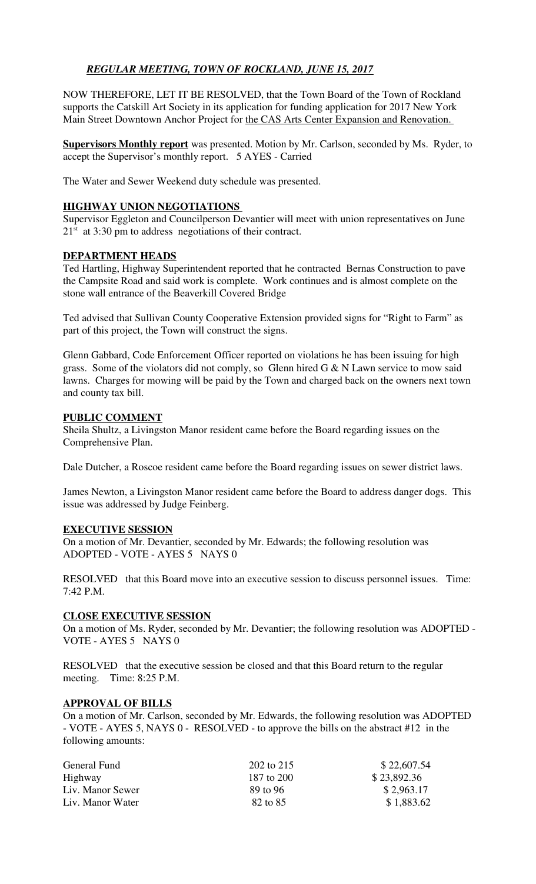*__REGULAR MEETING, TOWN OF ROCKLAND, JUNE 15, 2017__*

NOW THEREFORE, LET IT BE RESOLVED, that the Town Board of the Town of Rockland supports the Catskill Art Society in its application for funding application for 2017 New York Main Street Downtown Anchor Project for the CAS Arts Center Expansion and Renovation.

**Supervisors Monthly report** was presented. Motion by Mr. Carlson, seconded by Ms. Ryder, to accept the Supervisor's monthly report. 5 AYES - Carried

The Water and Sewer Weekend duty schedule was presented.

**HIGHWAY UNION NEGOTIATIONS**

Supervisor Eggleton and Councilperson Devantier will meet with union representatives on June 21st at 3:30 pm to address negotiations of their contract.

**DEPARTMENT HEADS**

Ted Hartling, Highway Superintendent reported that he contracted Bernas Construction to pave the Campsite Road and said work is complete. Work continues and is almost complete on the stone wall entrance of the Beaverkill Covered Bridge

Ted advised that Sullivan County Cooperative Extension provided signs for "Right to Farm" as part of this project, the Town will construct the signs.

Glenn Gabbard, Code Enforcement Officer reported on violations he has been issuing for high grass. Some of the violators did not comply, so Glenn hired G & N Lawn service to mow said lawns. Charges for mowing will be paid by the Town and charged back on the owners next town and county tax bill.

**PUBLIC COMMENT**

Sheila Shultz, a Livingston Manor resident came before the Board regarding issues on the Comprehensive Plan.

Dale Dutcher, a Roscoe resident came before the Board regarding issues on sewer district laws.

James Newton, a Livingston Manor resident came before the Board to address danger dogs. This issue was addressed by Judge Feinberg.

**EXECUTIVE SESSION**

On a motion of Mr. Devantier, seconded by Mr. Edwards; the following resolution was ADOPTED - VOTE - AYES 5 NAYS 0

RESOLVED that this Board move into an executive session to discuss personnel issues. Time: 7:42 P.M.

**CLOSE EXECUTIVE SESSION**

On a motion of Ms. Ryder, seconded by Mr. Devantier; the following resolution was ADOPTED - VOTE - AYES 5 NAYS 0

RESOLVED that the executive session be closed and that this Board return to the regular meeting. Time: 8:25 P.M.

**APPROVAL OF BILLS**

On a motion of Mr. Carlson, seconded by Mr. Edwards, the following resolution was ADOPTED - VOTE - AYES 5, NAYS 0 - RESOLVED - to approve the bills on the abstract #12 in the following amounts:

| | | |
|---|---|---|
| General Fund | 202 to 215 | $ 22,607.54 |
| Highway | 187 to 200 | $ 23,892.36 |
| Liv. Manor Sewer | 89 to 96 | $ 2,963.17 |
| Liv. Manor Water | 82 to 85 | $ 1,883.62 |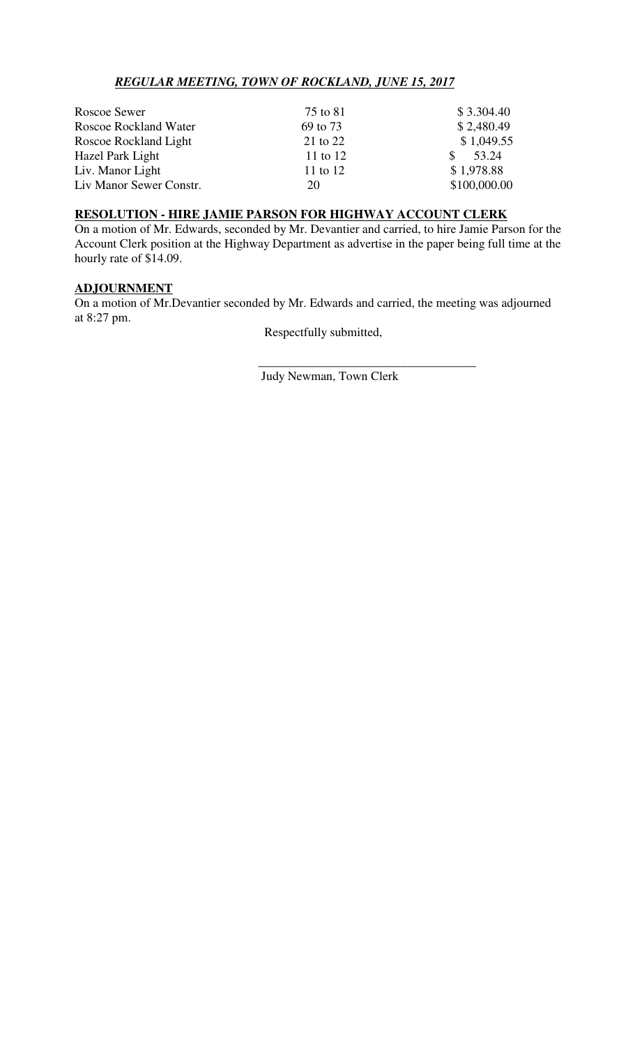*REGULAR MEETING, TOWN OF ROCKLAND, JUNE 15, 2017*

| | | |
|---|---|---|
| Roscoe Sewer | 75 to 81 | $ 3.304.40 |
| Roscoe Rockland Water | 69 to 73 | $ 2,480.49 |
| Roscoe Rockland Light | 21 to 22 | $ 1,049.55 |
| Hazel Park Light | 11 to 12 | $ 53.24 |
| Liv. Manor Light | 11 to 12 | $ 1,978.88 |
| Liv Manor Sewer Constr. | 20 | $100,000.00 |

**RESOLUTION - HIRE JAMIE PARSON FOR HIGHWAY ACCOUNT CLERK**

On a motion of Mr. Edwards, seconded by Mr. Devantier and carried, to hire Jamie Parson for the Account Clerk position at the Highway Department as advertise in the paper being full time at the hourly rate of $14.09.

**ADJOURNMENT**

On a motion of Mr.Devantier seconded by Mr. Edwards and carried, the meeting was adjourned at 8:27 pm.

Respectfully submitted,

\_\_\_\_\_\_\_\_\_\_\_\_\_\_\_\_\_\_\_\_\_\_\_\_\_\_\_\_\_\_\_\_\_\_

Judy Newman, Town Clerk